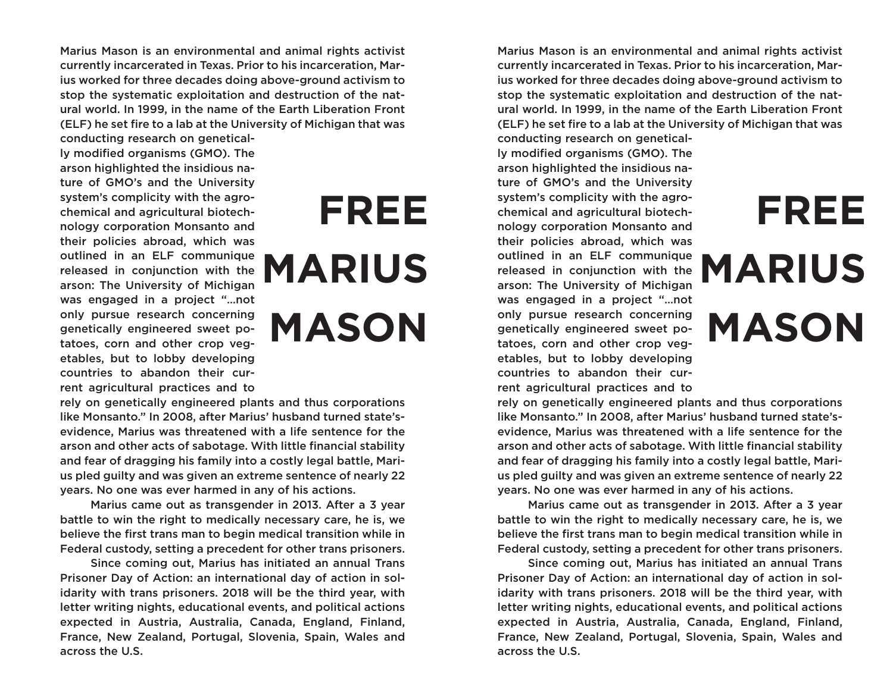# FREE MARIUS MASON

Marius Mason is an environmental and animal rights activist currently incarcerated in Texas. Prior to his incarceration, Marius worked for three decades doing above-ground activism to stop the systematic exploitation and destruction of the natural world. In 1999, in the name of the Earth Liberation Front (ELF) he set fire to a lab at the University of Michigan that was conducting research on genetically modified organisms (GMO). The arson highlighted the insidious nature of GMO's and the University system's complicity with the agrochemical and agricultural biotechnology corporation Monsanto and their policies abroad, which was outlined in an ELF communique released in conjunction with the arson: The University of Michigan was engaged in a project "...not only pursue research concerning genetically engineered sweet potatoes, corn and other crop vegetables, but to lobby developing countries to abandon their current agricultural practices and to rely on genetically engineered plants and thus corporations like Monsanto." In 2008, after Marius' husband turned state's-evidence, Marius was threatened with a life sentence for the arson and other acts of sabotage. With little financial stability and fear of dragging his family into a costly legal battle, Marius pled guilty and was given an extreme sentence of nearly 22 years. No one was ever harmed in any of his actions.

Marius came out as transgender in 2013. After a 3 year battle to win the right to medically necessary care, he is, we believe the first trans man to begin medical transition while in Federal custody, setting a precedent for other trans prisoners.

Since coming out, Marius has initiated an annual Trans Prisoner Day of Action: an international day of action in solidarity with trans prisoners. 2018 will be the third year, with letter writing nights, educational events, and political actions expected in Austria, Australia, Canada, England, Finland, France, New Zealand, Portugal, Slovenia, Spain, Wales and across the U.S.

# FREE MARIUS MASON

Marius Mason is an environmental and animal rights activist currently incarcerated in Texas. Prior to his incarceration, Marius worked for three decades doing above-ground activism to stop the systematic exploitation and destruction of the natural world. In 1999, in the name of the Earth Liberation Front (ELF) he set fire to a lab at the University of Michigan that was conducting research on genetically modified organisms (GMO). The arson highlighted the insidious nature of GMO's and the University system's complicity with the agrochemical and agricultural biotechnology corporation Monsanto and their policies abroad, which was outlined in an ELF communique released in conjunction with the arson: The University of Michigan was engaged in a project "...not only pursue research concerning genetically engineered sweet potatoes, corn and other crop vegetables, but to lobby developing countries to abandon their current agricultural practices and to rely on genetically engineered plants and thus corporations like Monsanto." In 2008, after Marius' husband turned state's-evidence, Marius was threatened with a life sentence for the arson and other acts of sabotage. With little financial stability and fear of dragging his family into a costly legal battle, Marius pled guilty and was given an extreme sentence of nearly 22 years. No one was ever harmed in any of his actions.

Marius came out as transgender in 2013. After a 3 year battle to win the right to medically necessary care, he is, we believe the first trans man to begin medical transition while in Federal custody, setting a precedent for other trans prisoners.

Since coming out, Marius has initiated an annual Trans Prisoner Day of Action: an international day of action in solidarity with trans prisoners. 2018 will be the third year, with letter writing nights, educational events, and political actions expected in Austria, Australia, Canada, England, Finland, France, New Zealand, Portugal, Slovenia, Spain, Wales and across the U.S.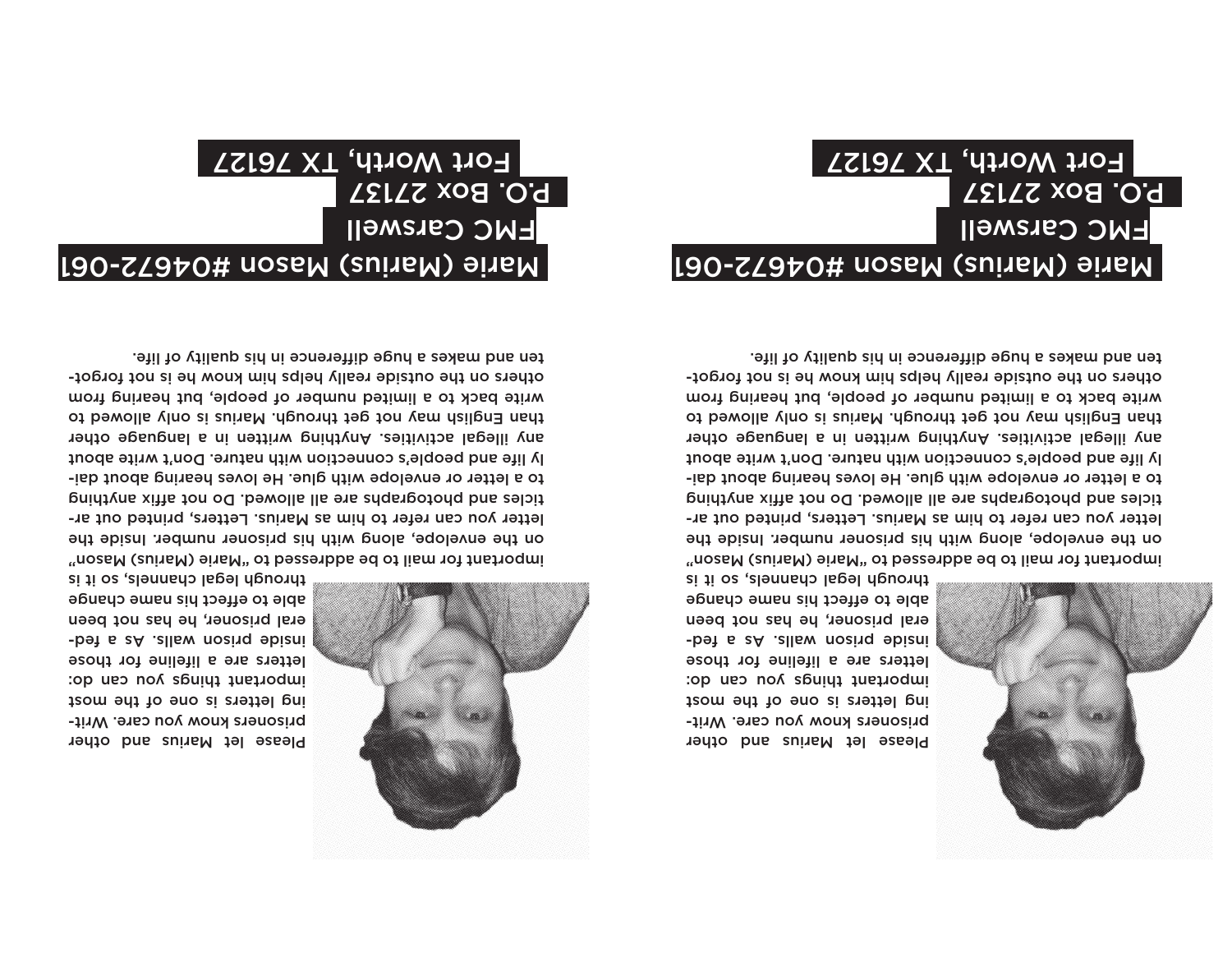Please let Marius and other prisoners know you care. Writing letters is one of the most important things you can do: letters are a lifeline for those inside prison walls. As a federal prisoner, he has not been able to effect his name change through legal channels, so it is important for mail to be addressed to "Marie (Marius) Mason" on the envelope, along with his prisoner number. Inside the letter you can refer to him as Marius. Letters, printed out articles and photographs are all allowed. Do not affix anything to a letter or envelope with glue. He loves hearing about daily life and people's connection with nature. Don't write about any illegal activities. Anything written in a language other than English may not get through. Marius is only allowed to write back to a limited number of people, but hearing from others on the outside really helps him know he is not forgotten and makes a huge difference in his quality of life.

**Marie (Marius) Mason #04672-061**
**FMC Carswell**
**P.O. Box 27137**
**Fort Worth, TX 76127**

Please let Marius and other prisoners know you care. Writing letters is one of the most important things you can do: letters are a lifeline for those inside prison walls. As a federal prisoner, he has not been able to effect his name change through legal channels, so it is important for mail to be addressed to "Marie (Marius) Mason" on the envelope, along with his prisoner number. Inside the letter you can refer to him as Marius. Letters, printed out articles and photographs are all allowed. Do not affix anything to a letter or envelope with glue. He loves hearing about daily life and people's connection with nature. Don't write about any illegal activities. Anything written in a language other than English may not get through. Marius is only allowed to write back to a limited number of people, but hearing from others on the outside really helps him know he is not forgotten and makes a huge difference in his quality of life.

**Marie (Marius) Mason #04672-061**
**FMC Carswell**
**P.O. Box 27137**
**Fort Worth, TX 76127**